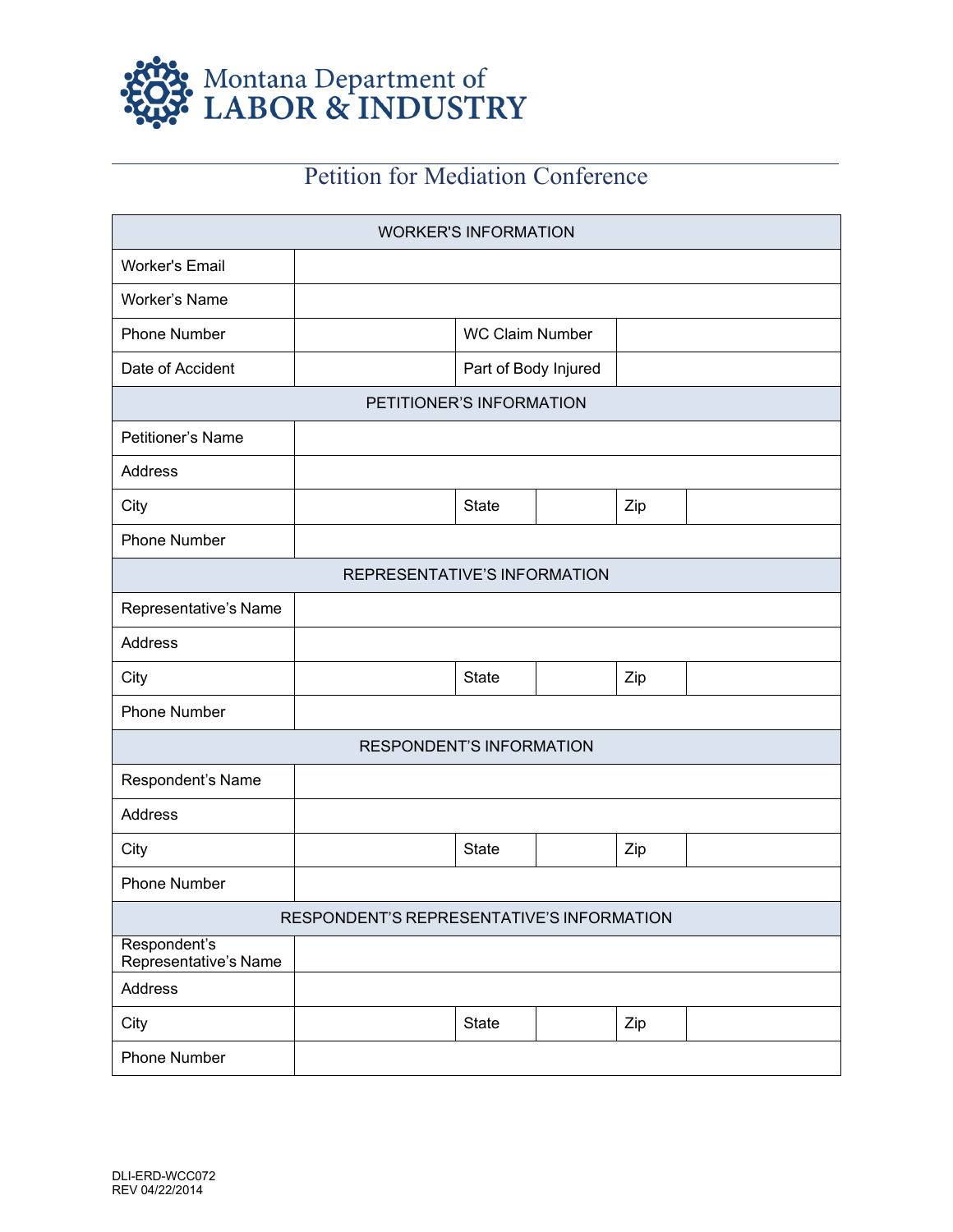Montana Department of
LABOR & INDUSTRY

# Petition for Mediation Conference

| WORKER'S INFORMATION | | | |
|---|---|---|---|
| Worker's Email | | | |
| Worker's Name | | | |
| Phone Number | | WC Claim Number | |
| Date of Accident | | Part of Body Injured | |

| PETITIONER'S INFORMATION | | | | | |
|---|---|---|---|---|---|
| Petitioner's Name | | | | | |
| Address | | | | | |
| City | | State | | Zip | |
| Phone Number | | | | | |

| REPRESENTATIVE'S INFORMATION | | | | | |
|---|---|---|---|---|---|
| Representative's Name | | | | | |
| Address | | | | | |
| City | | State | | Zip | |
| Phone Number | | | | | |

| RESPONDENT'S INFORMATION | | | | | |
|---|---|---|---|---|---|
| Respondent's Name | | | | | |
| Address | | | | | |
| City | | State | | Zip | |
| Phone Number | | | | | |

| RESPONDENT'S REPRESENTATIVE'S INFORMATION | | | | | |
|---|---|---|---|---|---|
| Respondent's Representative's Name | | | | | |
| Address | | | | | |
| City | | State | | Zip | |
| Phone Number | | | | | |

DLI-ERD-WCC072
REV 04/22/2014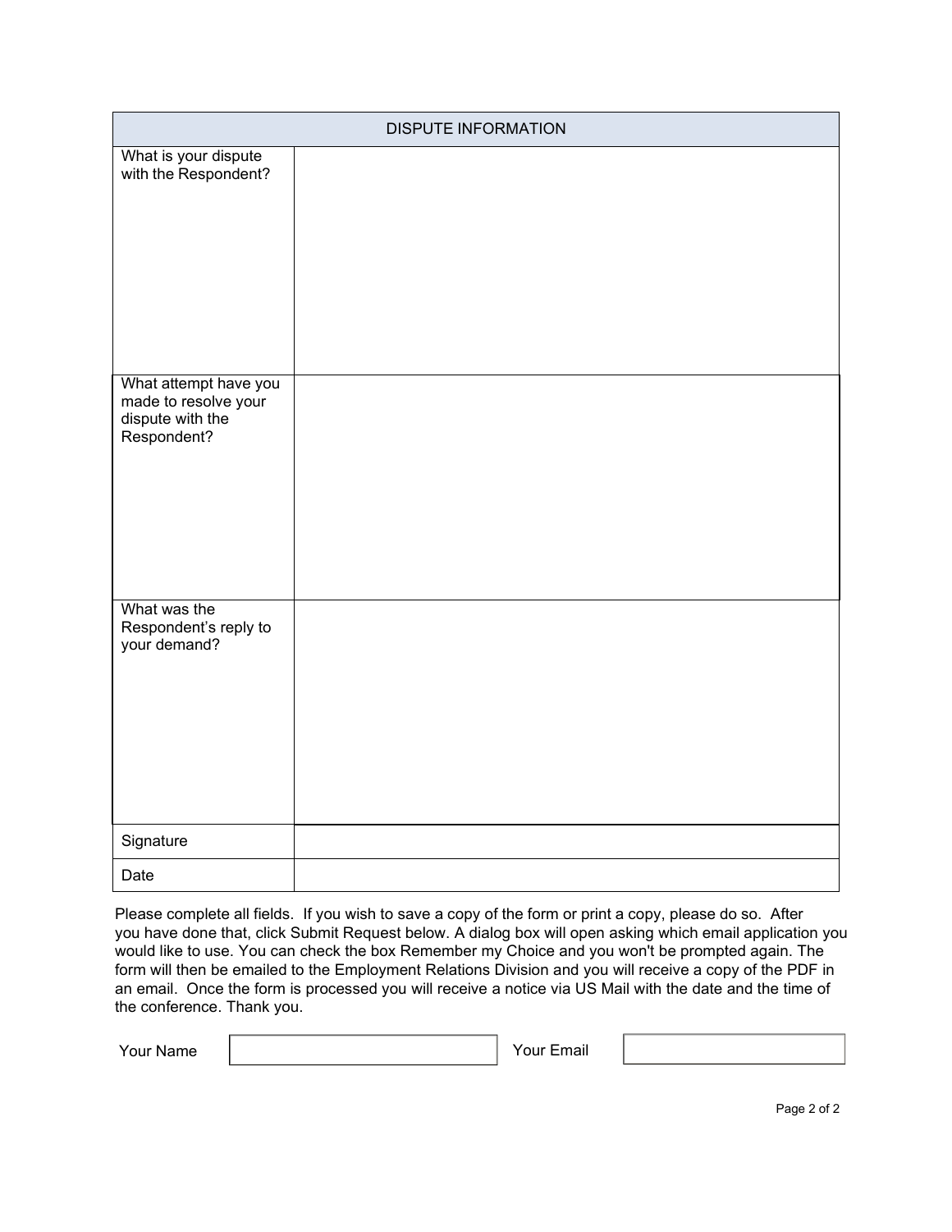| DISPUTE INFORMATION | |
| --- | --- |
| What is your dispute with the Respondent? | |
| What attempt have you made to resolve your dispute with the Respondent? | |
| What was the Respondent's reply to your demand? | |
| Signature | |
| Date | |

Please complete all fields. If you wish to save a copy of the form or print a copy, please do so. After you have done that, click Submit Request below. A dialog box will open asking which email application you would like to use. You can check the box Remember my Choice and you won't be prompted again. The form will then be emailed to the Employment Relations Division and you will receive a copy of the PDF in an email. Once the form is processed you will receive a notice via US Mail with the date and the time of the conference. Thank you.

| | | | |
| --- | --- | --- | --- |
| Your Name | | Your Email | |